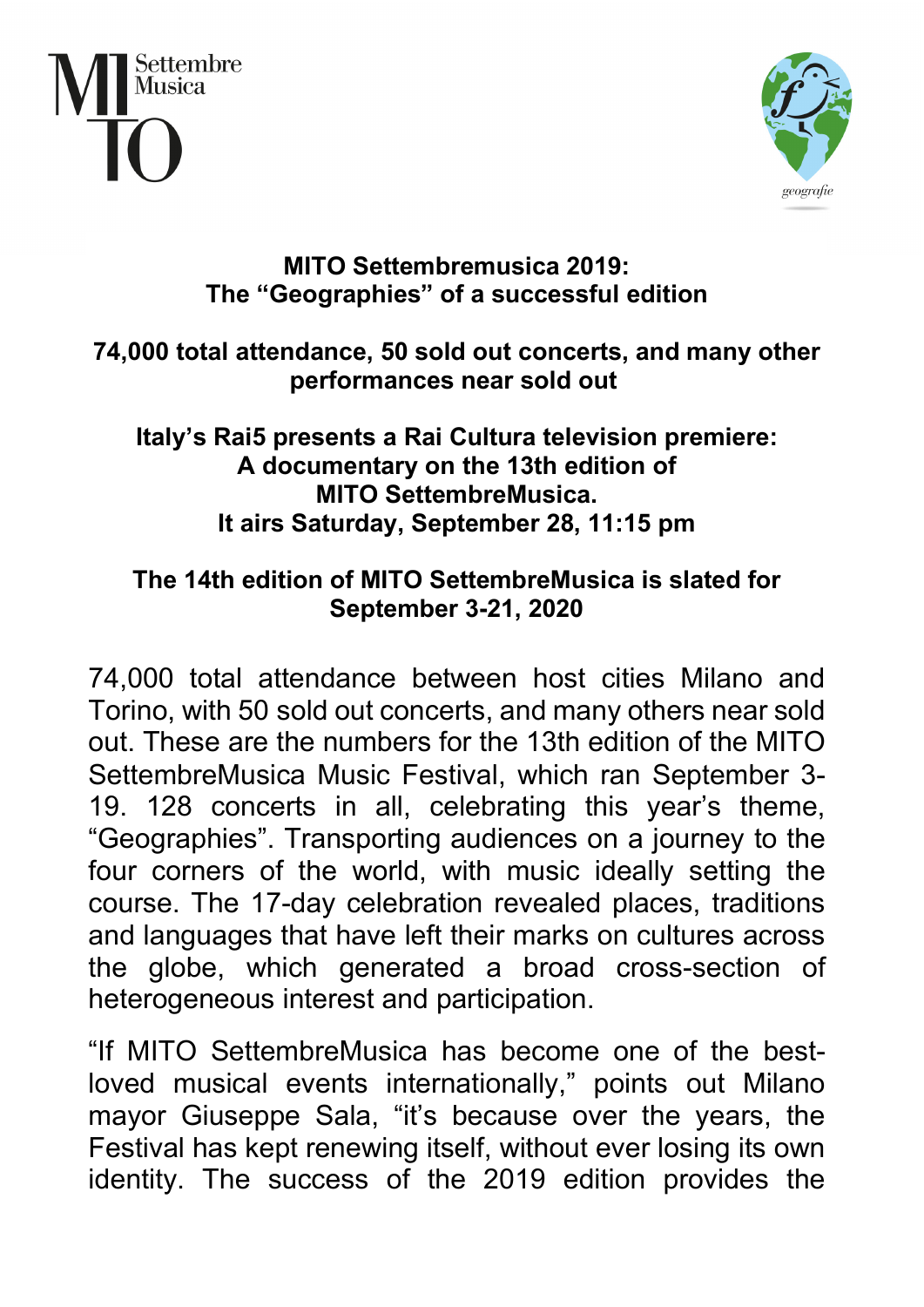**MITO Settembremusica 2019:**
**The "Geographies" of a successful edition**

**74,000 total attendance, 50 sold out concerts, and many other performances near sold out**

**Italy's Rai5 presents a Rai Cultura television premiere:**
**A documentary on the 13th edition of**
**MITO SettembreMusica.**
**It airs Saturday, September 28, 11:15 pm**

**The 14th edition of MITO SettembreMusica is slated for September 3-21, 2020**

74,000 total attendance between host cities Milano and Torino, with 50 sold out concerts, and many others near sold out. These are the numbers for the 13th edition of the MITO SettembreMusica Music Festival, which ran September 3-19. 128 concerts in all, celebrating this year's theme, "Geographies". Transporting audiences on a journey to the four corners of the world, with music ideally setting the course. The 17-day celebration revealed places, traditions and languages that have left their marks on cultures across the globe, which generated a broad cross-section of heterogeneous interest and participation.

"If MITO SettembreMusica has become one of the best-loved musical events internationally," points out Milano mayor Giuseppe Sala, "it's because over the years, the Festival has kept renewing itself, without ever losing its own identity. The success of the 2019 edition provides the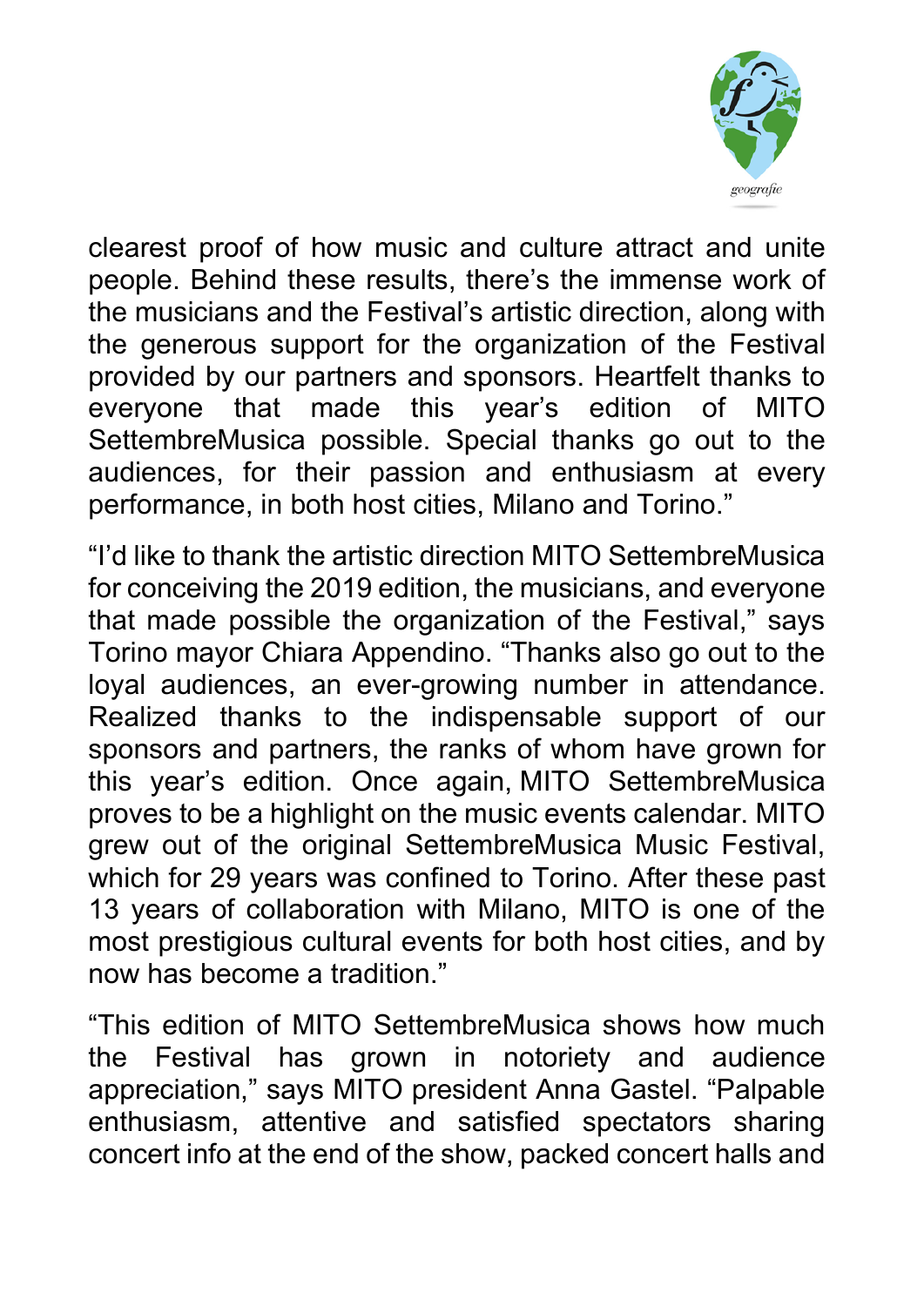clearest proof of how music and culture attract and unite people. Behind these results, there's the immense work of the musicians and the Festival's artistic direction, along with the generous support for the organization of the Festival provided by our partners and sponsors. Heartfelt thanks to everyone that made this year's edition of MITO SettembreMusica possible. Special thanks go out to the audiences, for their passion and enthusiasm at every performance, in both host cities, Milano and Torino."

"I'd like to thank the artistic direction MITO SettembreMusica for conceiving the 2019 edition, the musicians, and everyone that made possible the organization of the Festival," says Torino mayor Chiara Appendino. "Thanks also go out to the loyal audiences, an ever-growing number in attendance. Realized thanks to the indispensable support of our sponsors and partners, the ranks of whom have grown for this year's edition. Once again, MITO SettembreMusica proves to be a highlight on the music events calendar. MITO grew out of the original SettembreMusica Music Festival, which for 29 years was confined to Torino. After these past 13 years of collaboration with Milano, MITO is one of the most prestigious cultural events for both host cities, and by now has become a tradition."

"This edition of MITO SettembreMusica shows how much the Festival has grown in notoriety and audience appreciation," says MITO president Anna Gastel. "Palpable enthusiasm, attentive and satisfied spectators sharing concert info at the end of the show, packed concert halls and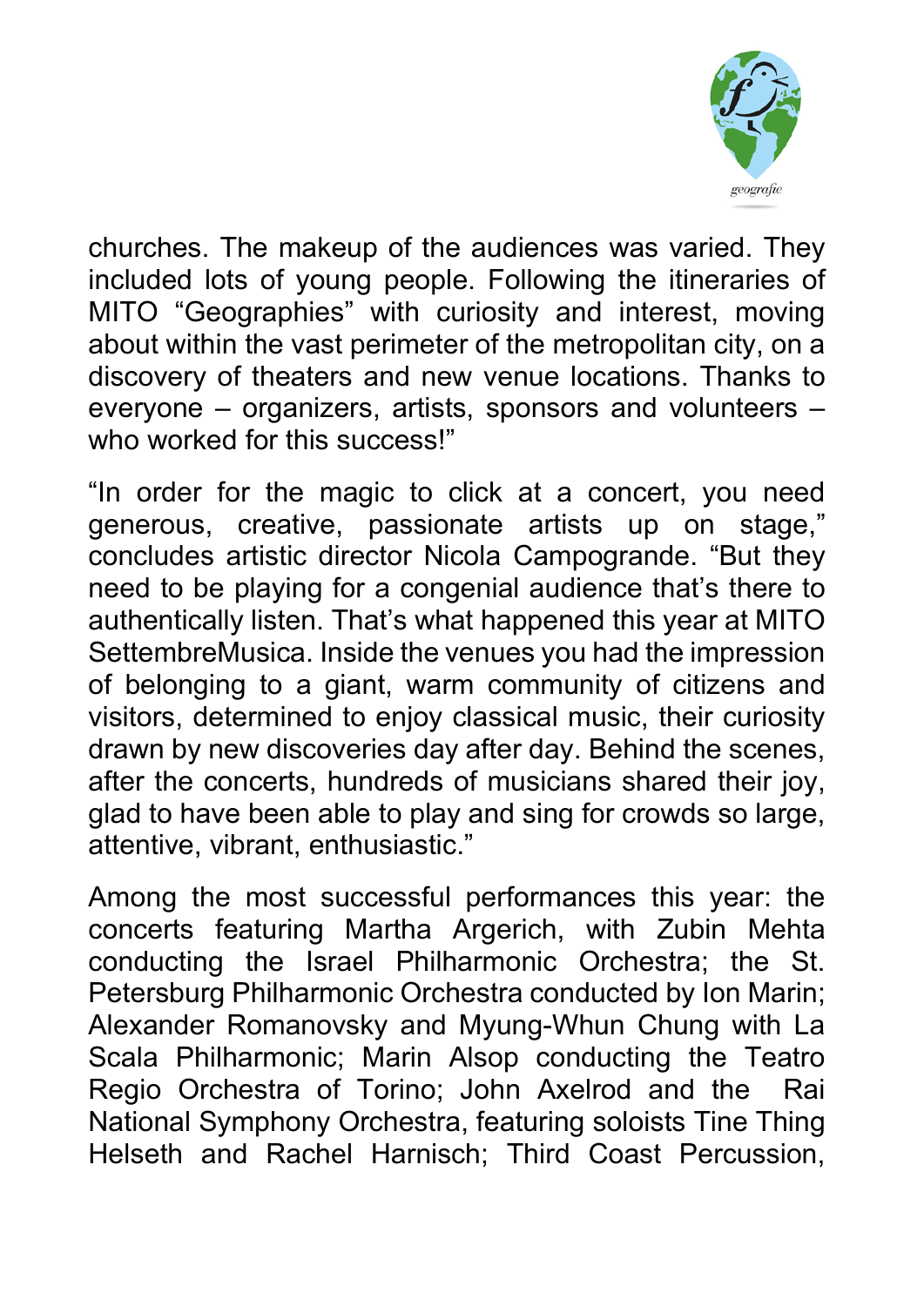churches. The makeup of the audiences was varied. They included lots of young people. Following the itineraries of MITO "Geographies" with curiosity and interest, moving about within the vast perimeter of the metropolitan city, on a discovery of theaters and new venue locations. Thanks to everyone – organizers, artists, sponsors and volunteers – who worked for this success!"

"In order for the magic to click at a concert, you need generous, creative, passionate artists up on stage," concludes artistic director Nicola Campogrande. "But they need to be playing for a congenial audience that's there to authentically listen. That's what happened this year at MITO SettembreMusica. Inside the venues you had the impression of belonging to a giant, warm community of citizens and visitors, determined to enjoy classical music, their curiosity drawn by new discoveries day after day. Behind the scenes, after the concerts, hundreds of musicians shared their joy, glad to have been able to play and sing for crowds so large, attentive, vibrant, enthusiastic."

Among the most successful performances this year: the concerts featuring Martha Argerich, with Zubin Mehta conducting the Israel Philharmonic Orchestra; the St. Petersburg Philharmonic Orchestra conducted by Ion Marin; Alexander Romanovsky and Myung-Whun Chung with La Scala Philharmonic; Marin Alsop conducting the Teatro Regio Orchestra of Torino; John Axelrod and the Rai National Symphony Orchestra, featuring soloists Tine Thing Helseth and Rachel Harnisch; Third Coast Percussion,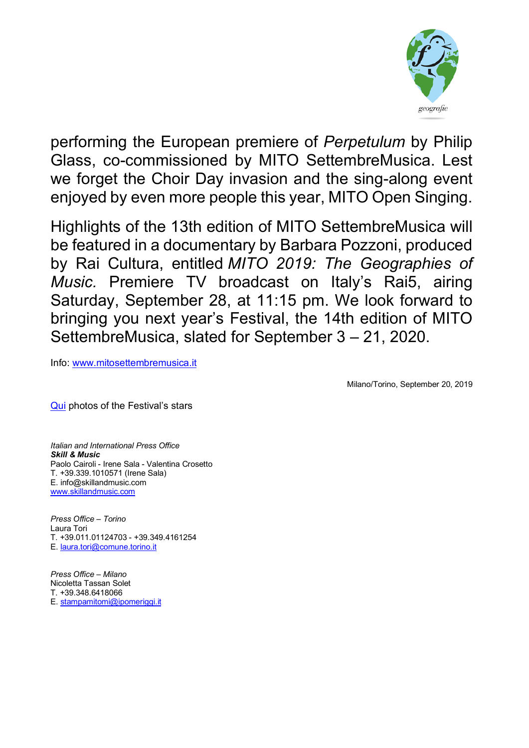performing the European premiere of *Perpetulum* by Philip Glass, co-commissioned by MITO SettembreMusica. Lest we forget the Choir Day invasion and the sing-along event enjoyed by even more people this year, MITO Open Singing.

Highlights of the 13th edition of MITO SettembreMusica will be featured in a documentary by Barbara Pozzoni, produced by Rai Cultura, entitled *MITO 2019: The Geographies of Music.* Premiere TV broadcast on Italy's Rai5, airing Saturday, September 28, at 11:15 pm. We look forward to bringing you next year's Festival, the 14th edition of MITO SettembreMusica, slated for September 3 – 21, 2020.

Info: [www.mitosettembremusica.it](http://www.mitosettembremusica.it)

Milano/Torino, September 20, 2019

[Qui](#) photos of the Festival's stars

*Italian and International Press Office*
***Skill & Music***
Paolo Cairoli - Irene Sala - Valentina Crosetto
T. +39.339.1010571 (Irene Sala)
E. info@skillandmusic.com
[www.skillandmusic.com](http://www.skillandmusic.com)

*Press Office – Torino*
Laura Tori
T. +39.011.01124703 - +39.349.4161254
E. [laura.tori@comune.torino.it](mailto:laura.tori@comune.torino.it)

*Press Office – Milano*
Nicoletta Tassan Solet
T. +39.348.6418066
E. [stampamitomi@ipomeriggi.it](mailto:stampamitomi@ipomeriggi.it)